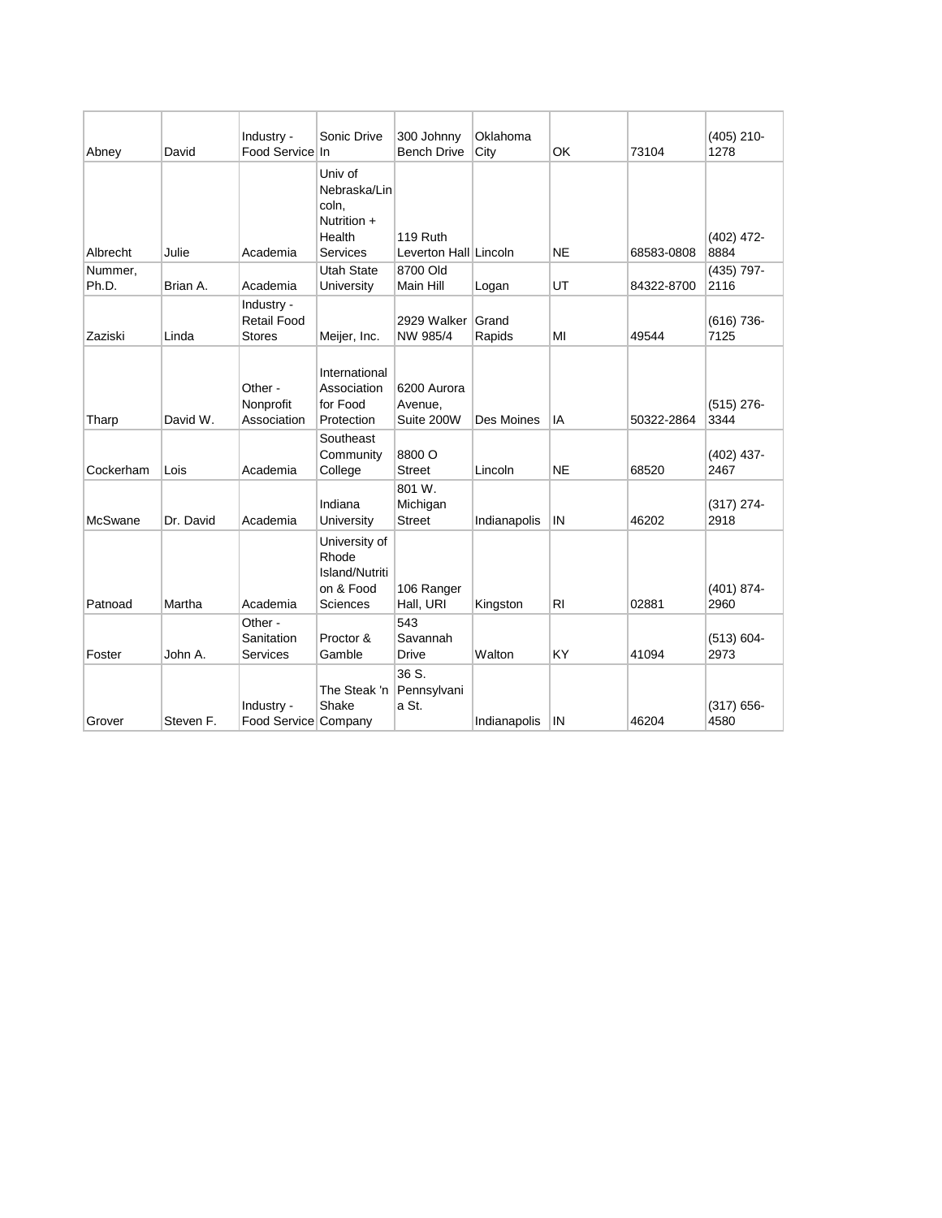| | | | | | | | | |
|---|---|---|---|---|---|---|---|---|
| Abney | David | Industry - Food Service | Sonic Drive In | 300 Johnny Bench Drive | Oklahoma City | OK | 73104 | (405) 210-1278 |
| Albrecht | Julie | Academia | Univ of Nebraska/Lincoln, Nutrition + Health Services | 119 Ruth Leverton Hall | Lincoln | NE | 68583-0808 | (402) 472-8884 |
| Nummer, Ph.D. | Brian A. | Academia | Utah State University | 8700 Old Main Hill | Logan | UT | 84322-8700 | (435) 797-2116 |
| Zaziski | Linda | Industry - Retail Food Stores | Meijer, Inc. | 2929 Walker NW 985/4 | Grand Rapids | MI | 49544 | (616) 736-7125 |
| Tharp | David W. | Other - Nonprofit Association | International Association for Food Protection | 6200 Aurora Avenue, Suite 200W | Des Moines | IA | 50322-2864 | (515) 276-3344 |
| Cockerham | Lois | Academia | Southeast Community College | 8800 O Street | Lincoln | NE | 68520 | (402) 437-2467 |
| McSwane | Dr. David | Academia | Indiana University | 801 W. Michigan Street | Indianapolis | IN | 46202 | (317) 274-2918 |
| Patnoad | Martha | Academia | University of Rhode Island/Nutrition & Food Sciences | 106 Ranger Hall, URI | Kingston | RI | 02881 | (401) 874-2960 |
| Foster | John A. | Other - Sanitation Services | Proctor & Gamble | 543 Savannah Drive | Walton | KY | 41094 | (513) 604-2973 |
| Grover | Steven F. | Industry - Food Service | The Steak 'n Shake Company | 36 S. Pennsylvania St. | Indianapolis | IN | 46204 | (317) 656-4580 |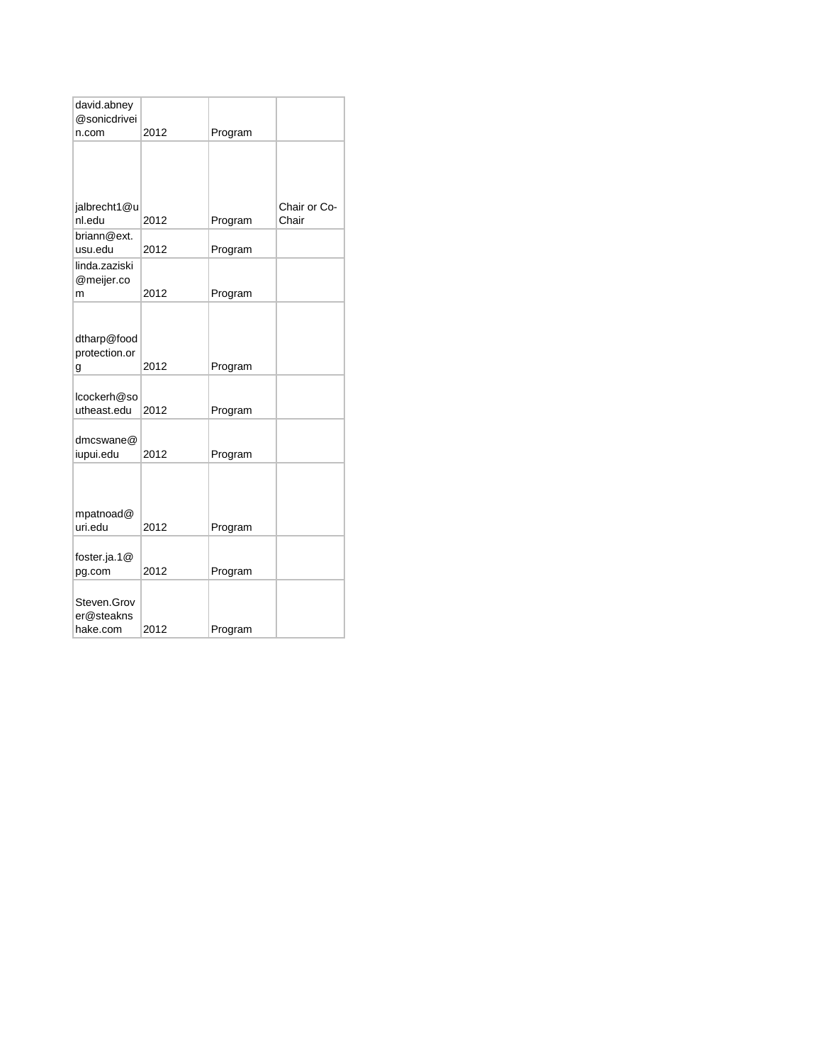| | | | |
|---|---|---|---|
| david.abney@sonicdrivein.com | 2012 | Program | |
| jalbrecht1@unl.edu | 2012 | Program | Chair or Co-Chair |
| briann@ext.usu.edu | 2012 | Program | |
| linda.zaziski@meijer.com | 2012 | Program | |
| dtharp@foodprotection.org | 2012 | Program | |
| lcockerh@southeast.edu | 2012 | Program | |
| dmcswane@iupui.edu | 2012 | Program | |
| mpatnoad@uri.edu | 2012 | Program | |
| foster.ja.1@pg.com | 2012 | Program | |
| Steven.Grover@steaknshake.com | 2012 | Program | |